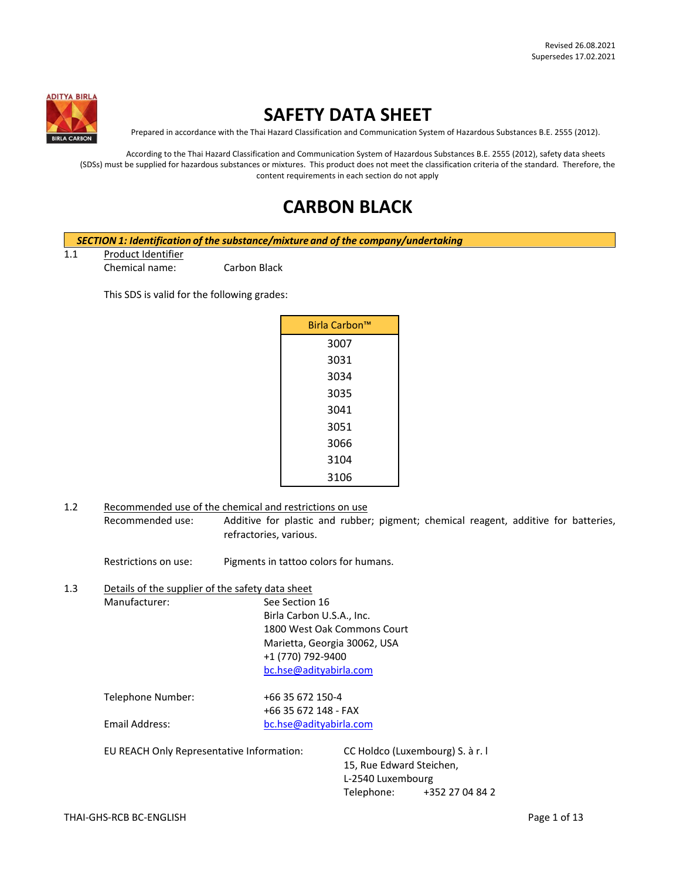Revised 26.08.2021
Supersedes 17.02.2021

# SAFETY DATA SHEET

Prepared in accordance with the Thai Hazard Classification and Communication System of Hazardous Substances B.E. 2555 (2012).

According to the Thai Hazard Classification and Communication System of Hazardous Substances B.E. 2555 (2012), safety data sheets (SDSs) must be supplied for hazardous substances or mixtures. This product does not meet the classification criteria of the standard. Therefore, the content requirements in each section do not apply

# CARBON BLACK

## *SECTION 1: Identification of the substance/mixture and of the company/undertaking*

1.1 Product Identifier

Chemical name: Carbon Black

This SDS is valid for the following grades:

| Birla Carbon™ |
|---|
| 3007 |
| 3031 |
| 3034 |
| 3035 |
| 3041 |
| 3051 |
| 3066 |
| 3104 |
| 3106 |

1.2 Recommended use of the chemical and restrictions on use

Recommended use: Additive for plastic and rubber; pigment; chemical reagent, additive for batteries, refractories, various.

Restrictions on use: Pigments in tattoo colors for humans.

1.3 Details of the supplier of the safety data sheet

Manufacturer: See Section 16
Birla Carbon U.S.A., Inc.
1800 West Oak Commons Court
Marietta, Georgia 30062, USA
+1 (770) 792-9400
bc.hse@adityabirla.com

Telephone Number: +66 35 672 150-4
+66 35 672 148 - FAX

Email Address: bc.hse@adityabirla.com

EU REACH Only Representative Information: CC Holdco (Luxembourg) S. à r. l
15, Rue Edward Steichen,
L-2540 Luxembourg
Telephone: +352 27 04 84 2

THAI-GHS-RCB BC-ENGLISH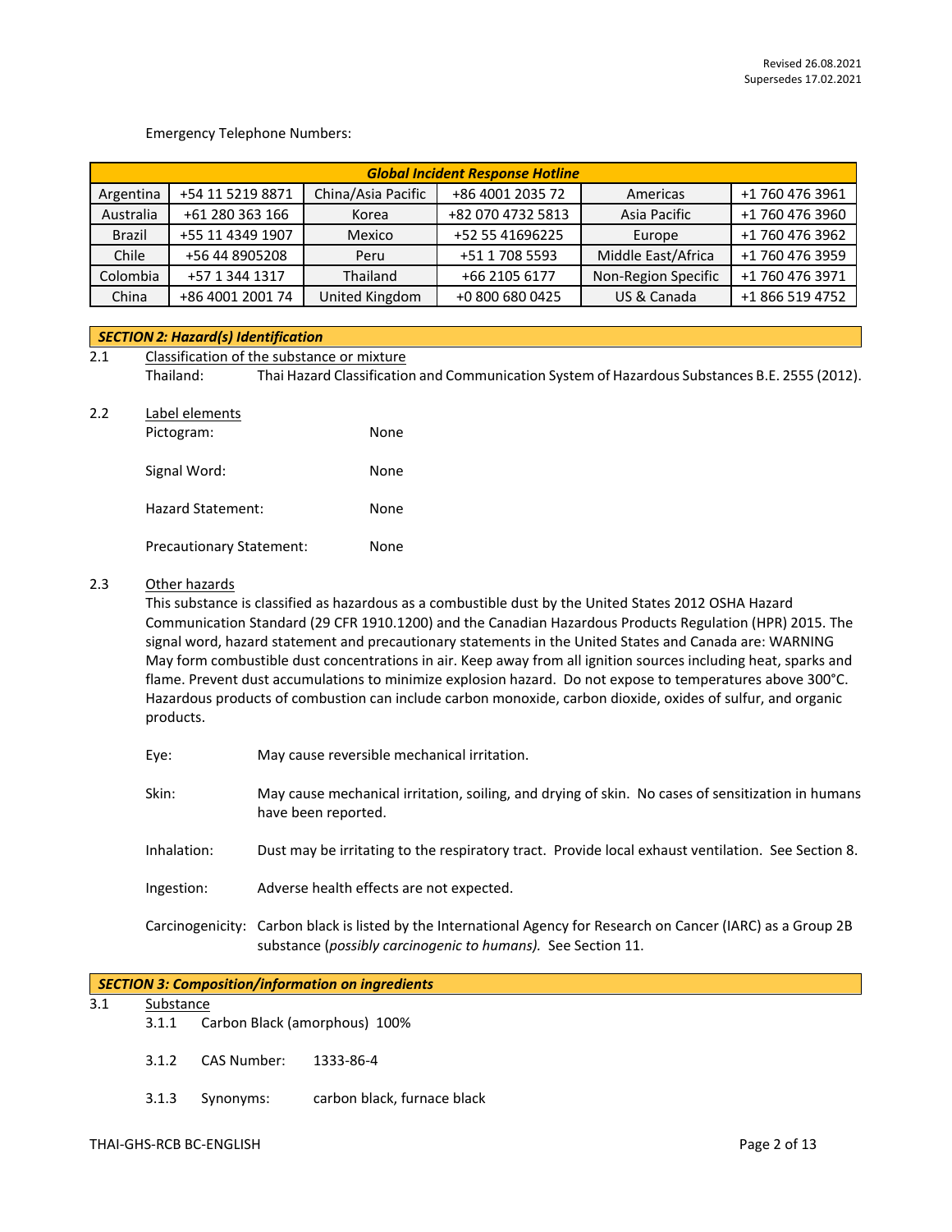Emergency Telephone Numbers:

| *Global Incident Response Hotline* | | | | | |
|---|---|---|---|---|---|
| Argentina | +54 11 5219 8871 | China/Asia Pacific | +86 4001 2035 72 | Americas | +1 760 476 3961 |
| Australia | +61 280 363 166 | Korea | +82 070 4732 5813 | Asia Pacific | +1 760 476 3960 |
| Brazil | +55 11 4349 1907 | Mexico | +52 55 41696225 | Europe | +1 760 476 3962 |
| Chile | +56 44 8905208 | Peru | +51 1 708 5593 | Middle East/Africa | +1 760 476 3959 |
| Colombia | +57 1 344 1317 | Thailand | +66 2105 6177 | Non-Region Specific | +1 760 476 3971 |
| China | +86 4001 2001 74 | United Kingdom | +0 800 680 0425 | US & Canada | +1 866 519 4752 |

## *SECTION 2: Hazard(s) Identification*

2.1 Classification of the substance or mixture

Thailand: Thai Hazard Classification and Communication System of Hazardous Substances B.E. 2555 (2012).

2.2 Label elements

Pictogram: None

Signal Word: None

Hazard Statement: None

Precautionary Statement: None

2.3 Other hazards

This substance is classified as hazardous as a combustible dust by the United States 2012 OSHA Hazard Communication Standard (29 CFR 1910.1200) and the Canadian Hazardous Products Regulation (HPR) 2015. The signal word, hazard statement and precautionary statements in the United States and Canada are: WARNING May form combustible dust concentrations in air. Keep away from all ignition sources including heat, sparks and flame. Prevent dust accumulations to minimize explosion hazard. Do not expose to temperatures above 300°C. Hazardous products of combustion can include carbon monoxide, carbon dioxide, oxides of sulfur, and organic products.

Eye: May cause reversible mechanical irritation.

Skin: May cause mechanical irritation, soiling, and drying of skin. No cases of sensitization in humans have been reported.

Inhalation: Dust may be irritating to the respiratory tract. Provide local exhaust ventilation. See Section 8.

Ingestion: Adverse health effects are not expected.

Carcinogenicity: Carbon black is listed by the International Agency for Research on Cancer (IARC) as a Group 2B substance (*possibly carcinogenic to humans).* See Section 11.

## *SECTION 3: Composition/information on ingredients*

3.1 Substance

3.1.1 Carbon Black (amorphous) 100%

3.1.2 CAS Number: 1333-86-4

3.1.3 Synonyms: carbon black, furnace black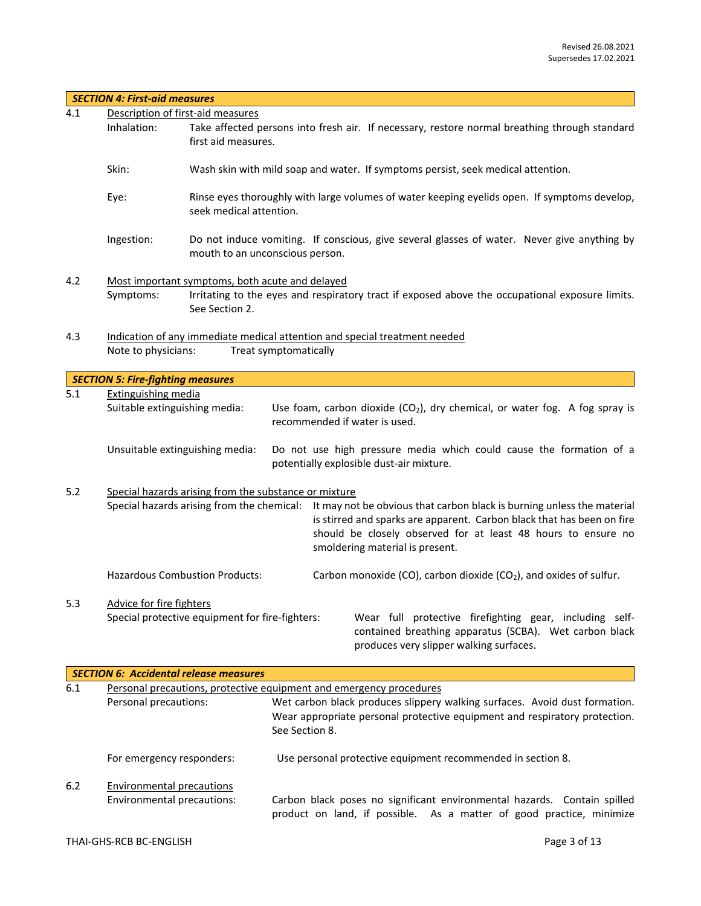Revised 26.08.2021
Supersedes 17.02.2021

## *SECTION 4: First-aid measures*

**4.1** Description of first-aid measures

- **Inhalation:** Take affected persons into fresh air. If necessary, restore normal breathing through standard first aid measures.
- **Skin:** Wash skin with mild soap and water. If symptoms persist, seek medical attention.
- **Eye:** Rinse eyes thoroughly with large volumes of water keeping eyelids open. If symptoms develop, seek medical attention.
- **Ingestion:** Do not induce vomiting. If conscious, give several glasses of water. Never give anything by mouth to an unconscious person.

**4.2** Most important symptoms, both acute and delayed

- **Symptoms:** Irritating to the eyes and respiratory tract if exposed above the occupational exposure limits. See Section 2.

**4.3** Indication of any immediate medical attention and special treatment needed

- **Note to physicians:** Treat symptomatically

## *SECTION 5: Fire-fighting measures*

**5.1** Extinguishing media

- **Suitable extinguishing media:** Use foam, carbon dioxide ($CO_2$), dry chemical, or water fog. A fog spray is recommended if water is used.
- **Unsuitable extinguishing media:** Do not use high pressure media which could cause the formation of a potentially explosible dust-air mixture.

**5.2** Special hazards arising from the substance or mixture

- **Special hazards arising from the chemical:** It may not be obvious that carbon black is burning unless the material is stirred and sparks are apparent. Carbon black that has been on fire should be closely observed for at least 48 hours to ensure no smoldering material is present.
- **Hazardous Combustion Products:** Carbon monoxide (CO), carbon dioxide ($CO_2$), and oxides of sulfur.

**5.3** Advice for fire fighters

- **Special protective equipment for fire-fighters:** Wear full protective firefighting gear, including self-contained breathing apparatus (SCBA). Wet carbon black produces very slipper walking surfaces.

## *SECTION 6: Accidental release measures*

**6.1** Personal precautions, protective equipment and emergency procedures

- **Personal precautions:** Wet carbon black produces slippery walking surfaces. Avoid dust formation. Wear appropriate personal protective equipment and respiratory protection. See Section 8.
- **For emergency responders:** Use personal protective equipment recommended in section 8.

**6.2** Environmental precautions

- **Environmental precautions:** Carbon black poses no significant environmental hazards. Contain spilled product on land, if possible. As a matter of good practice, minimize

THAI-GHS-RCB BC-ENGLISH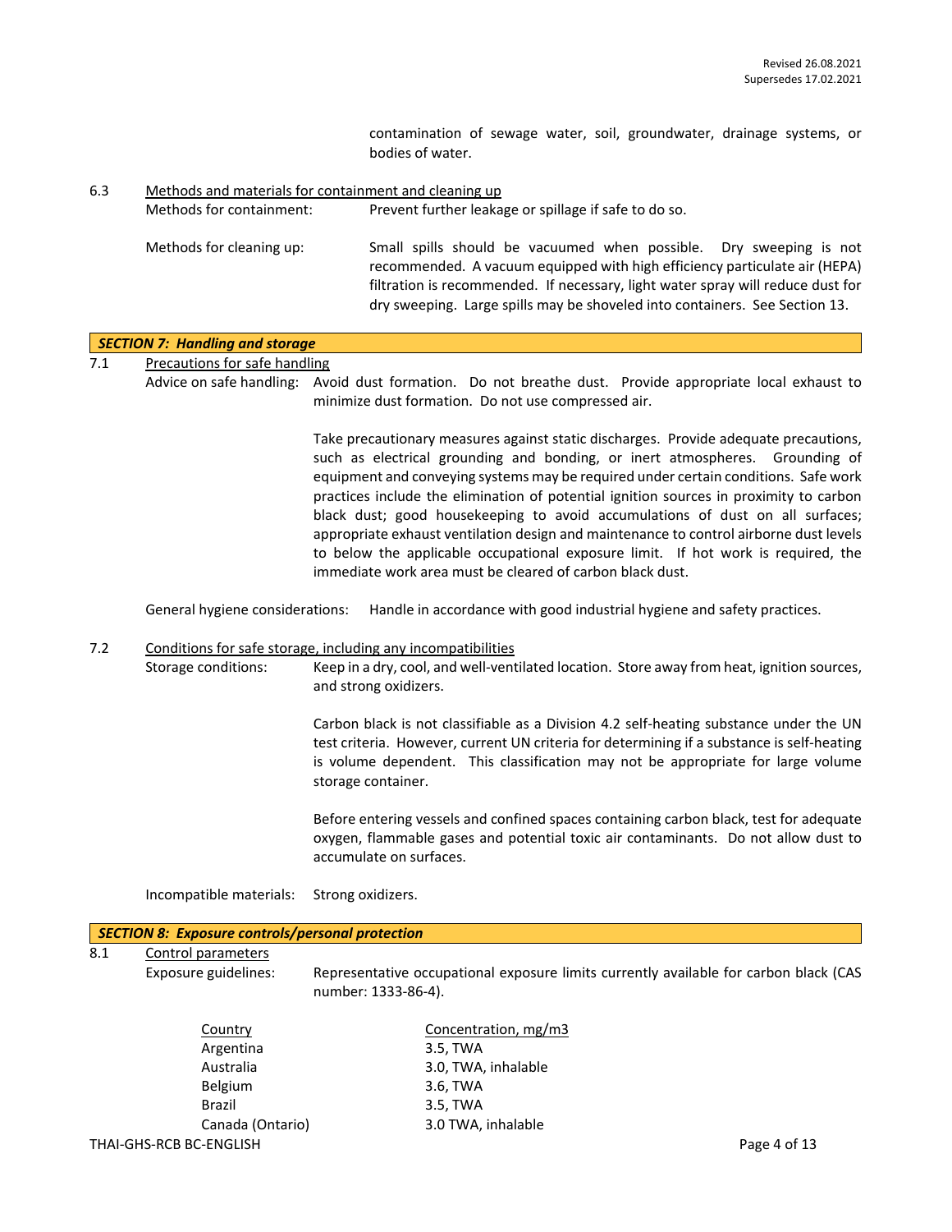contamination of sewage water, soil, groundwater, drainage systems, or bodies of water.

6.3 Methods and materials for containment and cleaning up

Methods for containment: Prevent further leakage or spillage if safe to do so.

Methods for cleaning up: Small spills should be vacuumed when possible. Dry sweeping is not recommended. A vacuum equipped with high efficiency particulate air (HEPA) filtration is recommended. If necessary, light water spray will reduce dust for dry sweeping. Large spills may be shoveled into containers. See Section 13.

## *SECTION 7: Handling and storage*

7.1 Precautions for safe handling

Advice on safe handling: Avoid dust formation. Do not breathe dust. Provide appropriate local exhaust to minimize dust formation. Do not use compressed air.

Take precautionary measures against static discharges. Provide adequate precautions, such as electrical grounding and bonding, or inert atmospheres. Grounding of equipment and conveying systems may be required under certain conditions. Safe work practices include the elimination of potential ignition sources in proximity to carbon black dust; good housekeeping to avoid accumulations of dust on all surfaces; appropriate exhaust ventilation design and maintenance to control airborne dust levels to below the applicable occupational exposure limit. If hot work is required, the immediate work area must be cleared of carbon black dust.

General hygiene considerations: Handle in accordance with good industrial hygiene and safety practices.

7.2 Conditions for safe storage, including any incompatibilities

Storage conditions: Keep in a dry, cool, and well-ventilated location. Store away from heat, ignition sources, and strong oxidizers.

Carbon black is not classifiable as a Division 4.2 self-heating substance under the UN test criteria. However, current UN criteria for determining if a substance is self-heating is volume dependent. This classification may not be appropriate for large volume storage container.

Before entering vessels and confined spaces containing carbon black, test for adequate oxygen, flammable gases and potential toxic air contaminants. Do not allow dust to accumulate on surfaces.

Incompatible materials: Strong oxidizers.

## *SECTION 8: Exposure controls/personal protection*

8.1 Control parameters

Exposure guidelines: Representative occupational exposure limits currently available for carbon black (CAS number: 1333-86-4).

| Country | Concentration, mg/m3 |
|---|---|
| Argentina | 3.5, TWA |
| Australia | 3.0, TWA, inhalable |
| Belgium | 3.6, TWA |
| Brazil | 3.5, TWA |
| Canada (Ontario) | 3.0 TWA, inhalable |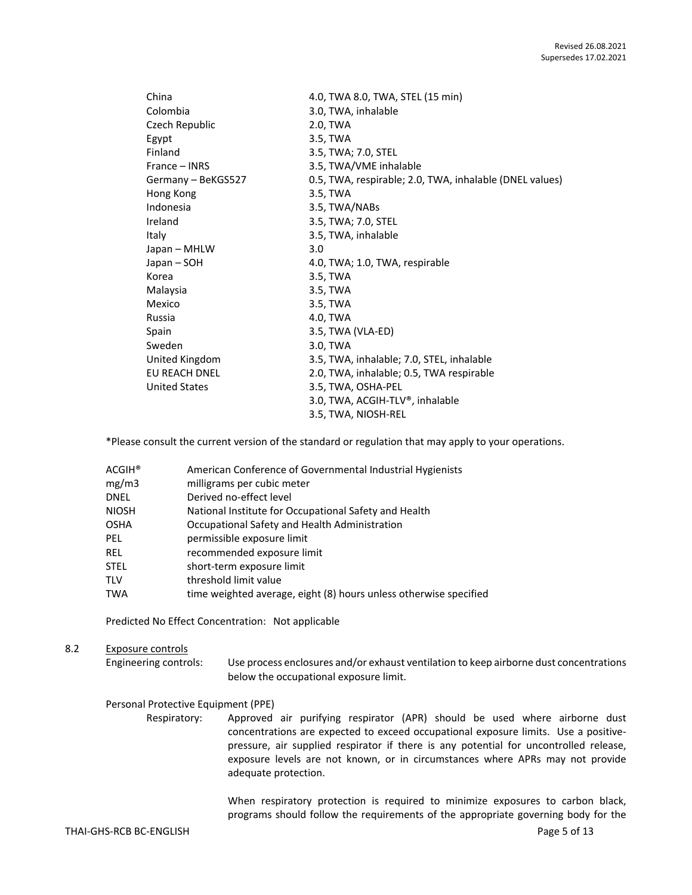| | |
|---|---|
| China | 4.0, TWA 8.0, TWA, STEL (15 min) |
| Colombia | 3.0, TWA, inhalable |
| Czech Republic | 2.0, TWA |
| Egypt | 3.5, TWA |
| Finland | 3.5, TWA; 7.0, STEL |
| France – INRS | 3.5, TWA/VME inhalable |
| Germany – BeKGS527 | 0.5, TWA, respirable; 2.0, TWA, inhalable (DNEL values) |
| Hong Kong | 3.5, TWA |
| Indonesia | 3.5, TWA/NABs |
| Ireland | 3.5, TWA; 7.0, STEL |
| Italy | 3.5, TWA, inhalable |
| Japan – MHLW | 3.0 |
| Japan – SOH | 4.0, TWA; 1.0, TWA, respirable |
| Korea | 3.5, TWA |
| Malaysia | 3.5, TWA |
| Mexico | 3.5, TWA |
| Russia | 4.0, TWA |
| Spain | 3.5, TWA (VLA-ED) |
| Sweden | 3.0, TWA |
| United Kingdom | 3.5, TWA, inhalable; 7.0, STEL, inhalable |
| EU REACH DNEL | 2.0, TWA, inhalable; 0.5, TWA respirable |
| United States | 3.5, TWA, OSHA-PEL |
| | 3.0, TWA, ACGIH-TLV®, inhalable |
| | 3.5, TWA, NIOSH-REL |

*Please consult the current version of the standard or regulation that may apply to your operations.

| | |
|---|---|
| ACGIH® | American Conference of Governmental Industrial Hygienists |
| mg/m3 | milligrams per cubic meter |
| DNEL | Derived no-effect level |
| NIOSH | National Institute for Occupational Safety and Health |
| OSHA | Occupational Safety and Health Administration |
| PEL | permissible exposure limit |
| REL | recommended exposure limit |
| STEL | short-term exposure limit |
| TLV | threshold limit value |
| TWA | time weighted average, eight (8) hours unless otherwise specified |

Predicted No Effect Concentration: Not applicable

## 8.2 Exposure controls

Engineering controls: Use process enclosures and/or exhaust ventilation to keep airborne dust concentrations below the occupational exposure limit.

Personal Protective Equipment (PPE)

Respiratory: Approved air purifying respirator (APR) should be used where airborne dust concentrations are expected to exceed occupational exposure limits. Use a positive-pressure, air supplied respirator if there is any potential for uncontrolled release, exposure levels are not known, or in circumstances where APRs may not provide adequate protection.

When respiratory protection is required to minimize exposures to carbon black, programs should follow the requirements of the appropriate governing body for the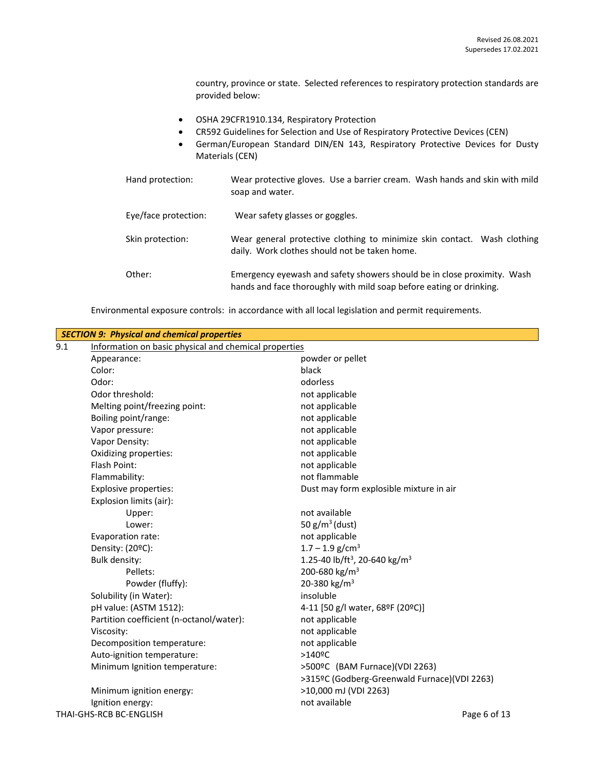country, province or state. Selected references to respiratory protection standards are provided below:

- OSHA 29CFR1910.134, Respiratory Protection
- CR592 Guidelines for Selection and Use of Respiratory Protective Devices (CEN)
- German/European Standard DIN/EN 143, Respiratory Protective Devices for Dusty Materials (CEN)

| | |
|---|---|
| Hand protection: | Wear protective gloves. Use a barrier cream. Wash hands and skin with mild soap and water. |
| Eye/face protection: | Wear safety glasses or goggles. |
| Skin protection: | Wear general protective clothing to minimize skin contact. Wash clothing daily. Work clothes should not be taken home. |
| Other: | Emergency eyewash and safety showers should be in close proximity. Wash hands and face thoroughly with mild soap before eating or drinking. |

Environmental exposure controls: in accordance with all local legislation and permit requirements.

## *SECTION 9: Physical and chemical properties*

9.1 Information on basic physical and chemical properties

| | |
|---|---|
| Appearance: | powder or pellet |
| Color: | black |
| Odor: | odorless |
| Odor threshold: | not applicable |
| Melting point/freezing point: | not applicable |
| Boiling point/range: | not applicable |
| Vapor pressure: | not applicable |
| Vapor Density: | not applicable |
| Oxidizing properties: | not applicable |
| Flash Point: | not applicable |
| Flammability: | not flammable |
| Explosive properties: | Dust may form explosible mixture in air |
| Explosion limits (air): | |
| Upper: | not available |
| Lower: | 50 g/m$^3$ (dust) |
| Evaporation rate: | not applicable |
| Density: (20ºC): | 1.7 – 1.9 g/cm$^3$ |
| Bulk density: | 1.25-40 lb/ft$^3$, 20-640 kg/m$^3$ |
| Pellets: | 200-680 kg/m$^3$ |
| Powder (fluffy): | 20-380 kg/m$^3$ |
| Solubility (in Water): | insoluble |
| pH value: (ASTM 1512): | 4-11 [50 g/l water, 68ºF (20ºC)] |
| Partition coefficient (n-octanol/water): | not applicable |
| Viscosity: | not applicable |
| Decomposition temperature: | not applicable |
| Auto-ignition temperature: | >140ºC |
| Minimum Ignition temperature: | >500ºC (BAM Furnace)(VDI 2263)<br>>315ºC (Godberg-Greenwald Furnace)(VDI 2263) |
| Minimum ignition energy: | >10,000 mJ (VDI 2263) |
| Ignition energy: | not available |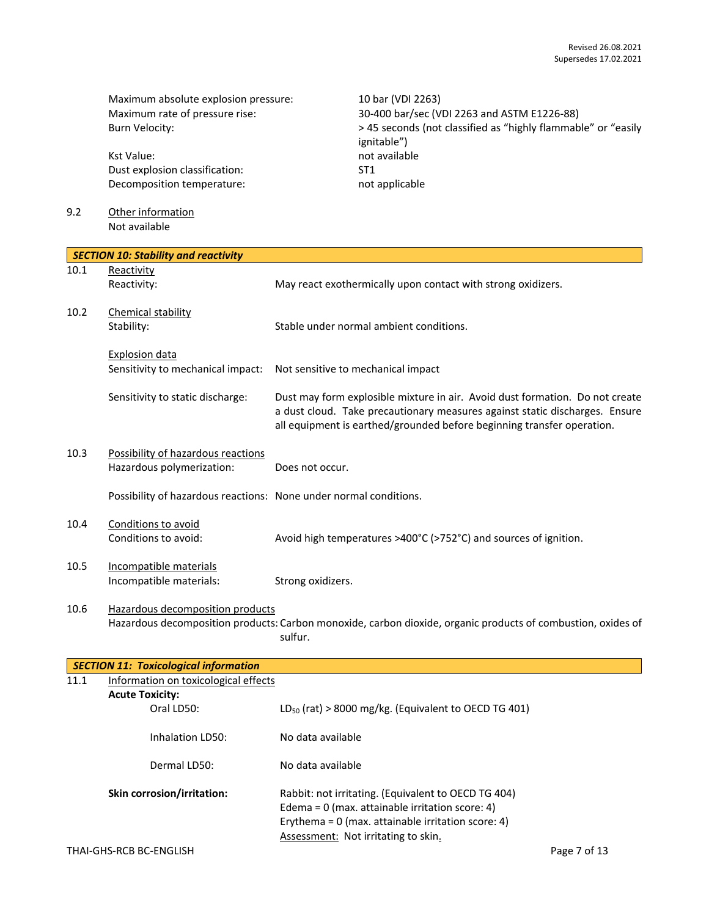| | |
|---|---|
| Maximum absolute explosion pressure: | 10 bar (VDI 2263) |
| Maximum rate of pressure rise: | 30-400 bar/sec (VDI 2263 and ASTM E1226-88) |
| Burn Velocity: | > 45 seconds (not classified as "highly flammable" or "easily ignitable") |
| Kst Value: | not available |
| Dust explosion classification: | ST1 |
| Decomposition temperature: | not applicable |

9.2 Other information

Not available

## SECTION 10: Stability and reactivity

10.1 Reactivity

| | |
|---|---|
| Reactivity: | May react exothermically upon contact with strong oxidizers. |

10.2 Chemical stability

| | |
|---|---|
| Stability: | Stable under normal ambient conditions. |

Explosion data

| | |
|---|---|
| Sensitivity to mechanical impact: | Not sensitive to mechanical impact |
| Sensitivity to static discharge: | Dust may form explosible mixture in air. Avoid dust formation. Do not create a dust cloud. Take precautionary measures against static discharges. Ensure all equipment is earthed/grounded before beginning transfer operation. |

10.3 Possibility of hazardous reactions

| | |
|---|---|
| Hazardous polymerization: | Does not occur. |
| Possibility of hazardous reactions: | None under normal conditions. |

10.4 Conditions to avoid

| | |
|---|---|
| Conditions to avoid: | Avoid high temperatures >400°C (>752°C) and sources of ignition. |

10.5 Incompatible materials

| | |
|---|---|
| Incompatible materials: | Strong oxidizers. |

10.6 Hazardous decomposition products

| | |
|---|---|
| Hazardous decomposition products: | Carbon monoxide, carbon dioxide, organic products of combustion, oxides of sulfur. |

## SECTION 11: Toxicological information

11.1 Information on toxicological effects

**Acute Toxicity:**

| | |
|---|---|
| Oral LD50: | $LD_{50}$ (rat) > 8000 mg/kg. (Equivalent to OECD TG 401) |
| Inhalation LD50: | No data available |
| Dermal LD50: | No data available |

**Skin corrosion/irritation:**

Rabbit: not irritating. (Equivalent to OECD TG 404)
Edema = 0 (max. attainable irritation score: 4)
Erythema = 0 (max. attainable irritation score: 4)
Assessment: Not irritating to skin.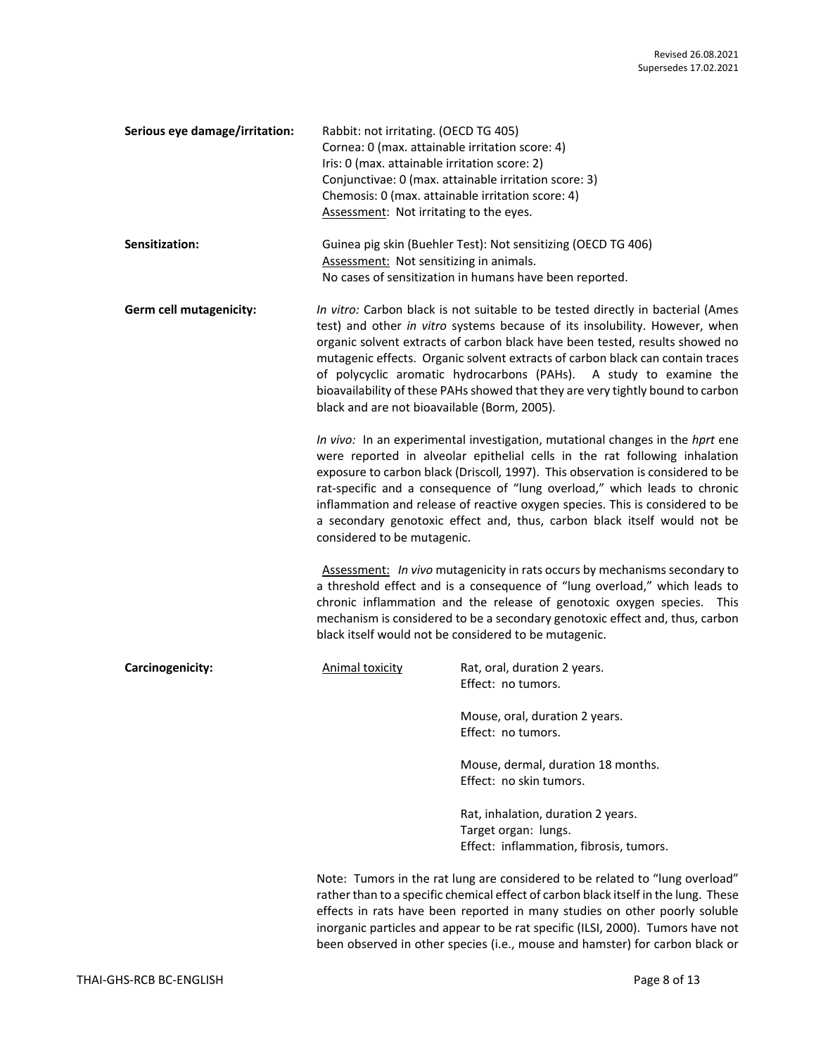**Serious eye damage/irritation:**

Rabbit: not irritating. (OECD TG 405)
Cornea: 0 (max. attainable irritation score: 4)
Iris: 0 (max. attainable irritation score: 2)
Conjunctivae: 0 (max. attainable irritation score: 3)
Chemosis: 0 (max. attainable irritation score: 4)
Assessment: Not irritating to the eyes.

**Sensitization:**

Guinea pig skin (Buehler Test): Not sensitizing (OECD TG 406)
Assessment: Not sensitizing in animals.
No cases of sensitization in humans have been reported.

**Germ cell mutagenicity:**

*In vitro:* Carbon black is not suitable to be tested directly in bacterial (Ames test) and other *in vitro* systems because of its insolubility. However, when organic solvent extracts of carbon black have been tested, results showed no mutagenic effects. Organic solvent extracts of carbon black can contain traces of polycyclic aromatic hydrocarbons (PAHs). A study to examine the bioavailability of these PAHs showed that they are very tightly bound to carbon black and are not bioavailable (Borm, 2005).

*In vivo:* In an experimental investigation, mutational changes in the *hprt* ene were reported in alveolar epithelial cells in the rat following inhalation exposure to carbon black (Driscoll, 1997). This observation is considered to be rat-specific and a consequence of "lung overload," which leads to chronic inflammation and release of reactive oxygen species. This is considered to be a secondary genotoxic effect and, thus, carbon black itself would not be considered to be mutagenic.

Assessment: *In vivo* mutagenicity in rats occurs by mechanisms secondary to a threshold effect and is a consequence of "lung overload," which leads to chronic inflammation and the release of genotoxic oxygen species. This mechanism is considered to be a secondary genotoxic effect and, thus, carbon black itself would not be considered to be mutagenic.

**Carcinogenicity:**

Animal toxicity

Rat, oral, duration 2 years.
Effect: no tumors.

Mouse, oral, duration 2 years.
Effect: no tumors.

Mouse, dermal, duration 18 months.
Effect: no skin tumors.

Rat, inhalation, duration 2 years.
Target organ: lungs.
Effect: inflammation, fibrosis, tumors.

Note: Tumors in the rat lung are considered to be related to "lung overload" rather than to a specific chemical effect of carbon black itself in the lung. These effects in rats have been reported in many studies on other poorly soluble inorganic particles and appear to be rat specific (ILSI, 2000). Tumors have not been observed in other species (i.e., mouse and hamster) for carbon black or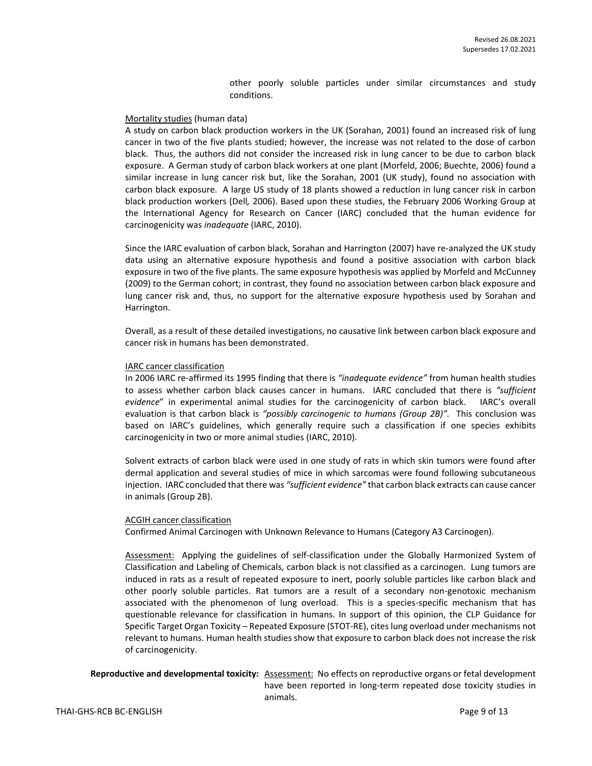other poorly soluble particles under similar circumstances and study conditions.

Mortality studies (human data)

A study on carbon black production workers in the UK (Sorahan, 2001) found an increased risk of lung cancer in two of the five plants studied; however, the increase was not related to the dose of carbon black. Thus, the authors did not consider the increased risk in lung cancer to be due to carbon black exposure. A German study of carbon black workers at one plant (Morfeld, 2006; Buechte, 2006) found a similar increase in lung cancer risk but, like the Sorahan, 2001 (UK study), found no association with carbon black exposure. A large US study of 18 plants showed a reduction in lung cancer risk in carbon black production workers (Dell*,* 2006). Based upon these studies, the February 2006 Working Group at the International Agency for Research on Cancer (IARC) concluded that the human evidence for carcinogenicity was *inadequate* (IARC, 2010).

Since the IARC evaluation of carbon black, Sorahan and Harrington (2007) have re-analyzed the UK study data using an alternative exposure hypothesis and found a positive association with carbon black exposure in two of the five plants. The same exposure hypothesis was applied by Morfeld and McCunney (2009) to the German cohort; in contrast, they found no association between carbon black exposure and lung cancer risk and, thus, no support for the alternative exposure hypothesis used by Sorahan and Harrington.

Overall, as a result of these detailed investigations, no causative link between carbon black exposure and cancer risk in humans has been demonstrated.

IARC cancer classification

In 2006 IARC re-affirmed its 1995 finding that there is *"inadequate evidence"* from human health studies to assess whether carbon black causes cancer in humans. IARC concluded that there is *"sufficient evidence*" in experimental animal studies for the carcinogenicity of carbon black. IARC's overall evaluation is that carbon black is *"possibly carcinogenic to humans (Group 2B)"*. This conclusion was based on IARC's guidelines, which generally require such a classification if one species exhibits carcinogenicity in two or more animal studies (IARC, 2010).

Solvent extracts of carbon black were used in one study of rats in which skin tumors were found after dermal application and several studies of mice in which sarcomas were found following subcutaneous injection. IARC concluded that there was *"sufficient evidence"* that carbon black extracts can cause cancer in animals (Group 2B).

ACGIH cancer classification

Confirmed Animal Carcinogen with Unknown Relevance to Humans (Category A3 Carcinogen).

Assessment: Applying the guidelines of self-classification under the Globally Harmonized System of Classification and Labeling of Chemicals, carbon black is not classified as a carcinogen. Lung tumors are induced in rats as a result of repeated exposure to inert, poorly soluble particles like carbon black and other poorly soluble particles. Rat tumors are a result of a secondary non-genotoxic mechanism associated with the phenomenon of lung overload. This is a species-specific mechanism that has questionable relevance for classification in humans. In support of this opinion, the CLP Guidance for Specific Target Organ Toxicity – Repeated Exposure (STOT-RE), cites lung overload under mechanisms not relevant to humans. Human health studies show that exposure to carbon black does not increase the risk of carcinogenicity.

**Reproductive and developmental toxicity:** Assessment: No effects on reproductive organs or fetal development have been reported in long-term repeated dose toxicity studies in animals.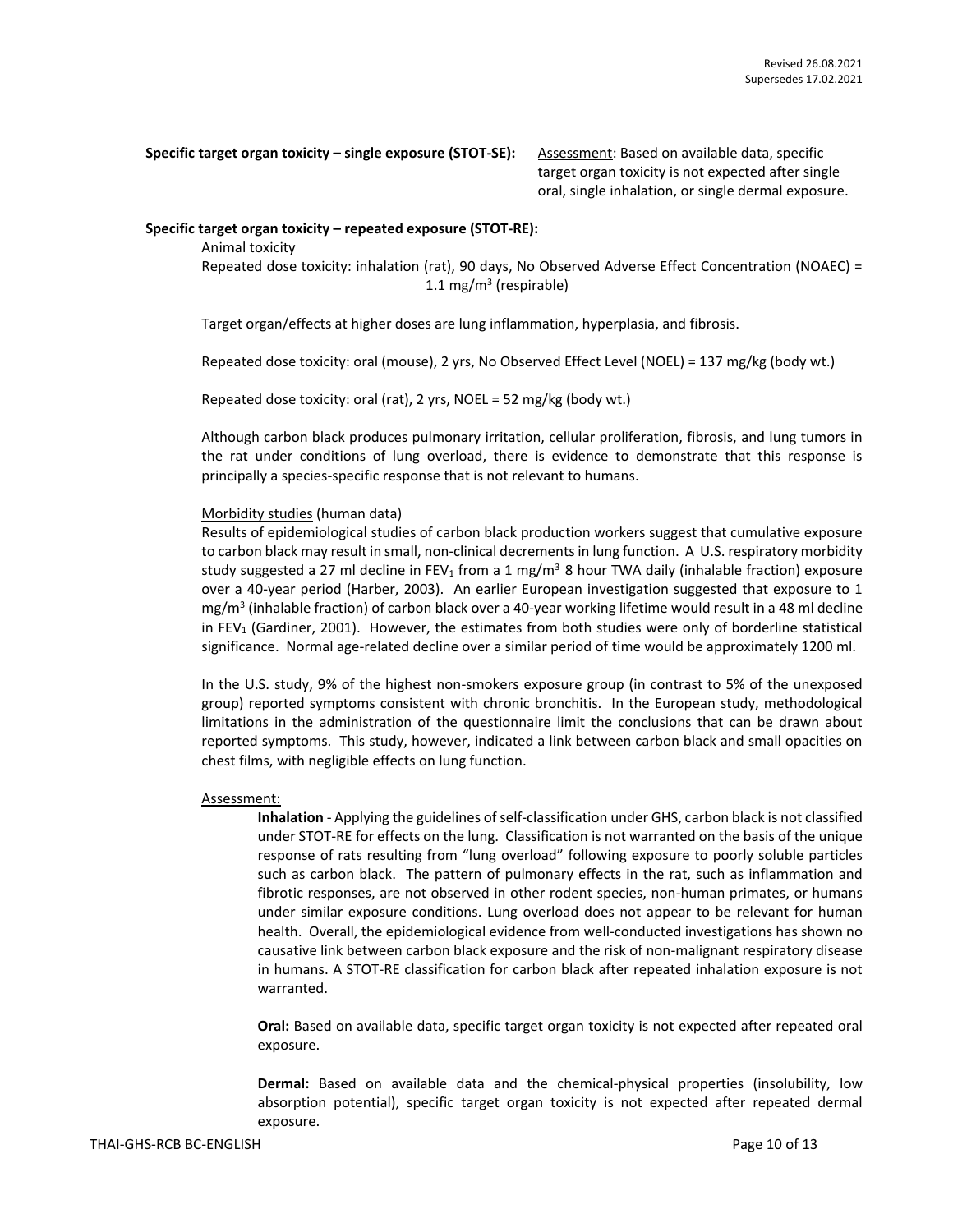**Specific target organ toxicity – single exposure (STOT-SE):** Assessment: Based on available data, specific target organ toxicity is not expected after single oral, single inhalation, or single dermal exposure.

**Specific target organ toxicity – repeated exposure (STOT-RE):**

Animal toxicity

Repeated dose toxicity: inhalation (rat), 90 days, No Observed Adverse Effect Concentration (NOAEC) = 1.1 mg/m$^3$ (respirable)

Target organ/effects at higher doses are lung inflammation, hyperplasia, and fibrosis.

Repeated dose toxicity: oral (mouse), 2 yrs, No Observed Effect Level (NOEL) = 137 mg/kg (body wt.)

Repeated dose toxicity: oral (rat), 2 yrs, NOEL = 52 mg/kg (body wt.)

Although carbon black produces pulmonary irritation, cellular proliferation, fibrosis, and lung tumors in the rat under conditions of lung overload, there is evidence to demonstrate that this response is principally a species-specific response that is not relevant to humans.

Morbidity studies (human data)

Results of epidemiological studies of carbon black production workers suggest that cumulative exposure to carbon black may result in small, non-clinical decrements in lung function. A U.S. respiratory morbidity study suggested a 27 ml decline in $FEV_1$ from a 1 mg/m$^3$ 8 hour TWA daily (inhalable fraction) exposure over a 40-year period (Harber, 2003). An earlier European investigation suggested that exposure to 1 mg/m$^3$ (inhalable fraction) of carbon black over a 40-year working lifetime would result in a 48 ml decline in $FEV_1$ (Gardiner, 2001). However, the estimates from both studies were only of borderline statistical significance. Normal age-related decline over a similar period of time would be approximately 1200 ml.

In the U.S. study, 9% of the highest non-smokers exposure group (in contrast to 5% of the unexposed group) reported symptoms consistent with chronic bronchitis. In the European study, methodological limitations in the administration of the questionnaire limit the conclusions that can be drawn about reported symptoms. This study, however, indicated a link between carbon black and small opacities on chest films, with negligible effects on lung function.

Assessment:

**Inhalation** - Applying the guidelines of self-classification under GHS, carbon black is not classified under STOT-RE for effects on the lung. Classification is not warranted on the basis of the unique response of rats resulting from "lung overload" following exposure to poorly soluble particles such as carbon black. The pattern of pulmonary effects in the rat, such as inflammation and fibrotic responses, are not observed in other rodent species, non-human primates, or humans under similar exposure conditions. Lung overload does not appear to be relevant for human health. Overall, the epidemiological evidence from well-conducted investigations has shown no causative link between carbon black exposure and the risk of non-malignant respiratory disease in humans. A STOT-RE classification for carbon black after repeated inhalation exposure is not warranted.

**Oral:** Based on available data, specific target organ toxicity is not expected after repeated oral exposure.

**Dermal:** Based on available data and the chemical-physical properties (insolubility, low absorption potential), specific target organ toxicity is not expected after repeated dermal exposure.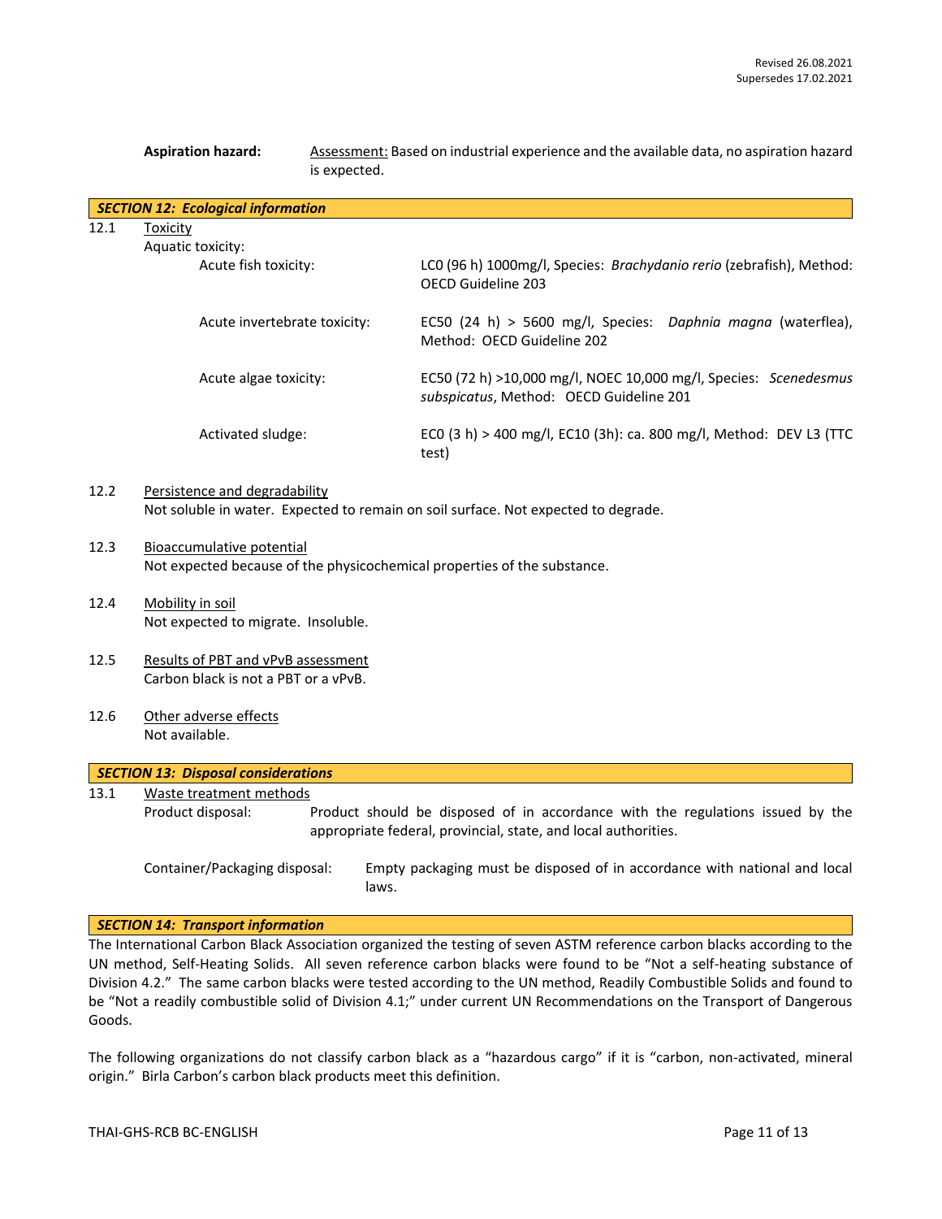**Aspiration hazard:** Assessment: Based on industrial experience and the available data, no aspiration hazard is expected.

## SECTION 12: Ecological information

12.1 Toxicity

Aquatic toxicity:

| | |
|---|---|
| Acute fish toxicity: | LC0 (96 h) 1000mg/l, Species: *Brachydanio rerio* (zebrafish), Method: OECD Guideline 203 |
| Acute invertebrate toxicity: | EC50 (24 h) > 5600 mg/l, Species: *Daphnia magna* (waterflea), Method: OECD Guideline 202 |
| Acute algae toxicity: | EC50 (72 h) >10,000 mg/l, NOEC 10,000 mg/l, Species: *Scenedesmus subspicatus*, Method: OECD Guideline 201 |
| Activated sludge: | EC0 (3 h) > 400 mg/l, EC10 (3h): ca. 800 mg/l, Method: DEV L3 (TTC test) |

12.2 Persistence and degradability

Not soluble in water. Expected to remain on soil surface. Not expected to degrade.

12.3 Bioaccumulative potential

Not expected because of the physicochemical properties of the substance.

12.4 Mobility in soil

Not expected to migrate. Insoluble.

12.5 Results of PBT and vPvB assessment

Carbon black is not a PBT or a vPvB.

12.6 Other adverse effects

Not available.

## SECTION 13: Disposal considerations

13.1 Waste treatment methods

Product disposal: Product should be disposed of in accordance with the regulations issued by the appropriate federal, provincial, state, and local authorities.

Container/Packaging disposal: Empty packaging must be disposed of in accordance with national and local laws.

## SECTION 14: Transport information

The International Carbon Black Association organized the testing of seven ASTM reference carbon blacks according to the UN method, Self-Heating Solids. All seven reference carbon blacks were found to be "Not a self-heating substance of Division 4.2." The same carbon blacks were tested according to the UN method, Readily Combustible Solids and found to be "Not a readily combustible solid of Division 4.1;" under current UN Recommendations on the Transport of Dangerous Goods.

The following organizations do not classify carbon black as a "hazardous cargo" if it is "carbon, non-activated, mineral origin." Birla Carbon's carbon black products meet this definition.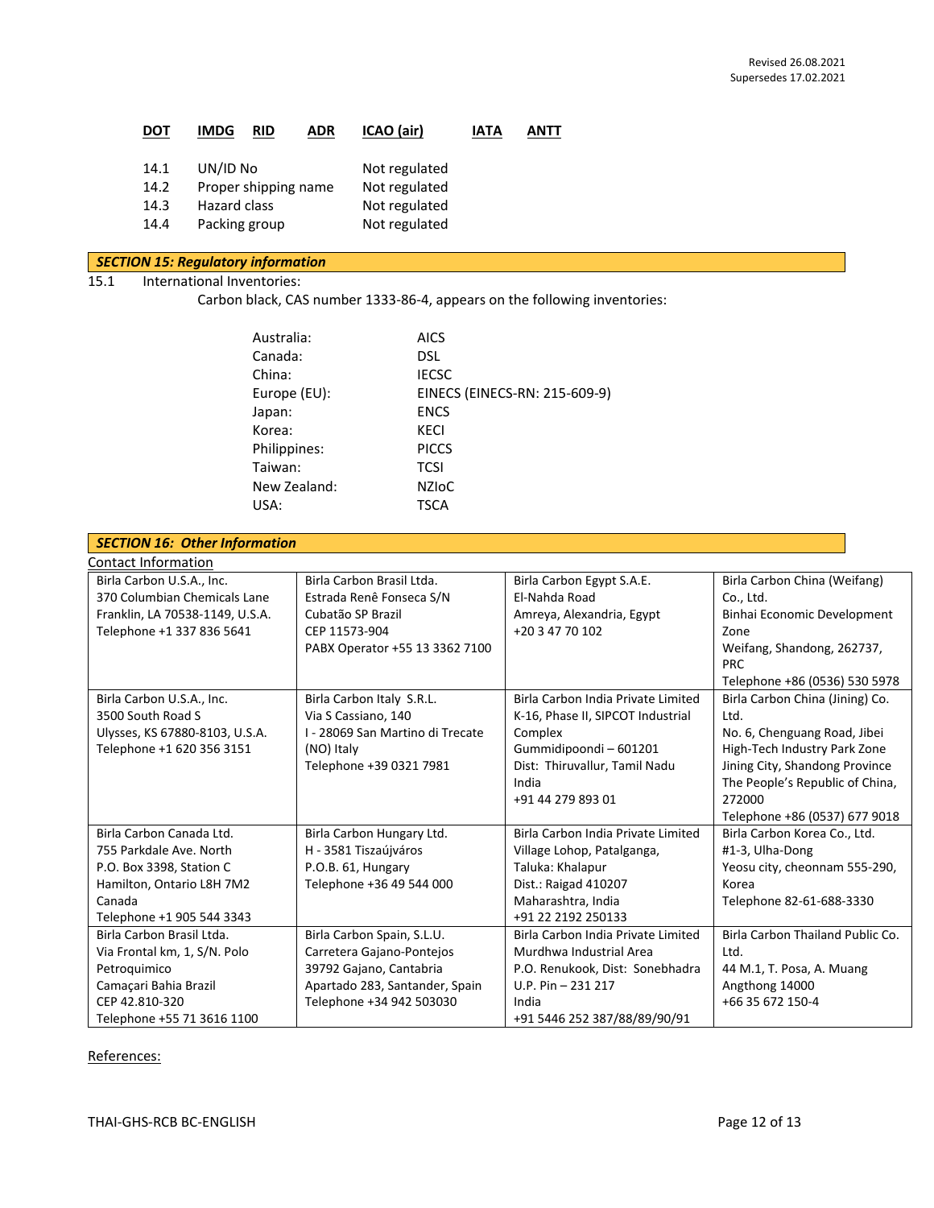Revised 26.08.2021
Supersedes 17.02.2021

**DOT** **IMDG** **RID** **ADR** **ICAO (air)** **IATA** **ANTT**

| | | |
|---|---|---|
| 14.1 | UN/ID No | Not regulated |
| 14.2 | Proper shipping name | Not regulated |
| 14.3 | Hazard class | Not regulated |
| 14.4 | Packing group | Not regulated |

## *SECTION 15: Regulatory information*

15.1 International Inventories:

Carbon black, CAS number 1333-86-4, appears on the following inventories:

| | |
|---|---|
| Australia: | AICS |
| Canada: | DSL |
| China: | IECSC |
| Europe (EU): | EINECS (EINECS-RN: 215-609-9) |
| Japan: | ENCS |
| Korea: | KECI |
| Philippines: | PICCS |
| Taiwan: | TCSI |
| New Zealand: | NZIoC |
| USA: | TSCA |

## *SECTION 16: Other Information*

Contact Information

| | | | |
|---|---|---|---|
| Birla Carbon U.S.A., Inc.<br>370 Columbian Chemicals Lane<br>Franklin, LA 70538-1149, U.S.A.<br>Telephone +1 337 836 5641 | Birla Carbon Brasil Ltda.<br>Estrada Renê Fonseca S/N<br>Cubatão SP Brazil<br>CEP 11573-904<br>PABX Operator +55 13 3362 7100 | Birla Carbon Egypt S.A.E.<br>El-Nahda Road<br>Amreya, Alexandria, Egypt<br>+20 3 47 70 102 | Birla Carbon China (Weifang) Co., Ltd.<br>Binhai Economic Development Zone<br>Weifang, Shandong, 262737, PRC<br>Telephone +86 (0536) 530 5978 |
| Birla Carbon U.S.A., Inc.<br>3500 South Road S<br>Ulysses, KS 67880-8103, U.S.A.<br>Telephone +1 620 356 3151 | Birla Carbon Italy S.R.L.<br>Via S Cassiano, 140<br>I - 28069 San Martino di Trecate (NO) Italy<br>Telephone +39 0321 7981 | Birla Carbon India Private Limited<br>K-16, Phase II, SIPCOT Industrial Complex<br>Gummidipoondi – 601201<br>Dist: Thiruvallur, Tamil Nadu India<br>+91 44 279 893 01 | Birla Carbon China (Jining) Co. Ltd.<br>No. 6, Chenguang Road, Jibei High-Tech Industry Park Zone<br>Jining City, Shandong Province<br>The People's Republic of China, 272000<br>Telephone +86 (0537) 677 9018 |
| Birla Carbon Canada Ltd.<br>755 Parkdale Ave. North<br>P.O. Box 3398, Station C<br>Hamilton, Ontario L8H 7M2<br>Canada<br>Telephone +1 905 544 3343 | Birla Carbon Hungary Ltd.<br>H - 3581 Tiszaújváros<br>P.O.B. 61, Hungary<br>Telephone +36 49 544 000 | Birla Carbon India Private Limited<br>Village Lohop, Patalganga,<br>Taluka: Khalapur<br>Dist.: Raigad 410207<br>Maharashtra, India<br>+91 22 2192 250133 | Birla Carbon Korea Co., Ltd.<br>#1-3, Ulha-Dong<br>Yeosu city, cheonnam 555-290, Korea<br>Telephone 82-61-688-3330 |
| Birla Carbon Brasil Ltda.<br>Via Frontal km, 1, S/N. Polo Petroquimico<br>Camaçari Bahia Brazil<br>CEP 42.810-320<br>Telephone +55 71 3616 1100 | Birla Carbon Spain, S.L.U.<br>Carretera Gajano-Pontejos<br>39792 Gajano, Cantabria<br>Apartado 283, Santander, Spain<br>Telephone +34 942 503030 | Birla Carbon India Private Limited<br>Murdhwa Industrial Area<br>P.O. Renukook, Dist: Sonebhadra<br>U.P. Pin – 231 217<br>India<br>+91 5446 252 387/88/89/90/91 | Birla Carbon Thailand Public Co. Ltd.<br>44 M.1, T. Posa, A. Muang<br>Angthong 14000<br>+66 35 672 150-4 |

References:

THAI-GHS-RCB BC-ENGLISH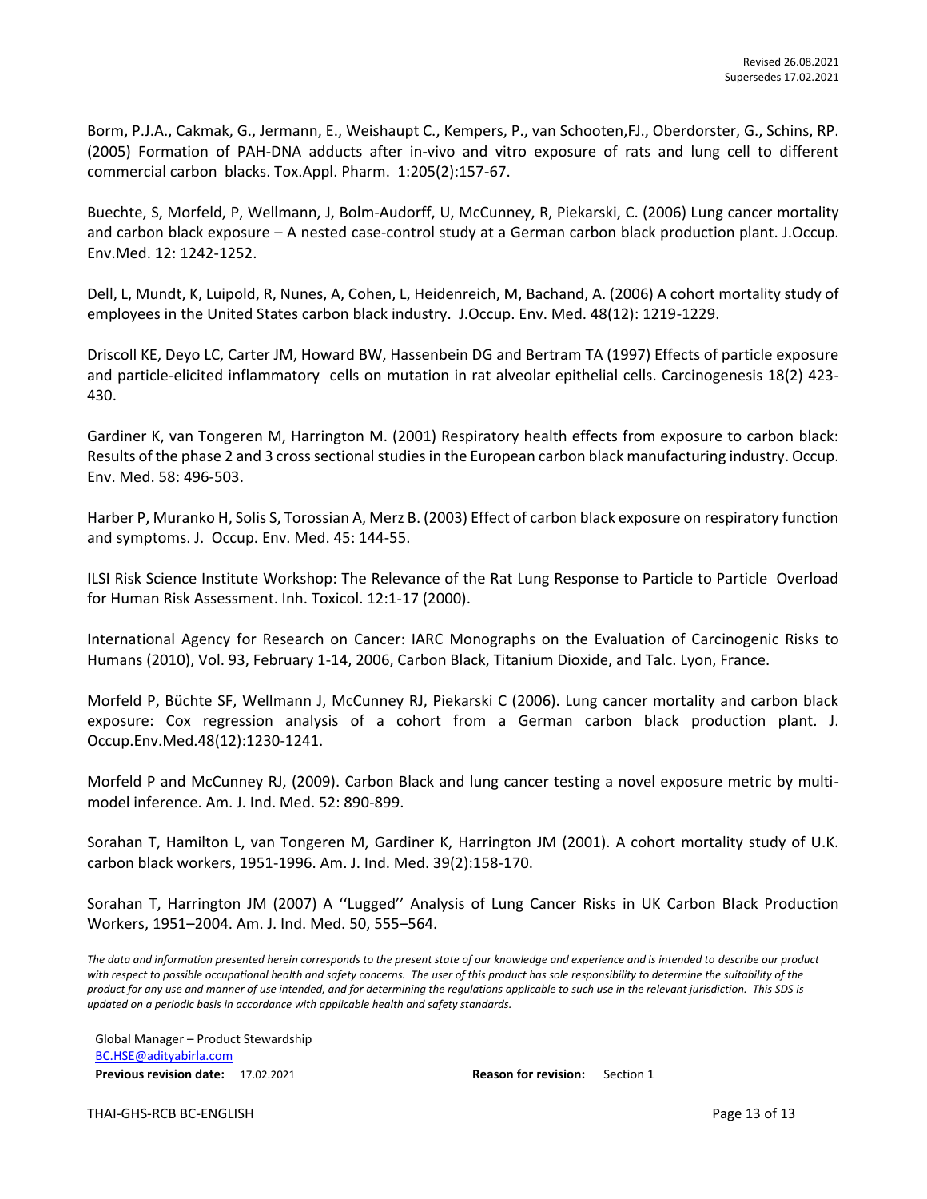Borm, P.J.A., Cakmak, G., Jermann, E., Weishaupt C., Kempers, P., van Schooten,FJ., Oberdorster, G., Schins, RP. (2005) Formation of PAH-DNA adducts after in-vivo and vitro exposure of rats and lung cell to different commercial carbon blacks. Tox.Appl. Pharm. 1:205(2):157-67.

Buechte, S, Morfeld, P, Wellmann, J, Bolm-Audorff, U, McCunney, R, Piekarski, C. (2006) Lung cancer mortality and carbon black exposure – A nested case-control study at a German carbon black production plant. J.Occup. Env.Med. 12: 1242-1252.

Dell, L, Mundt, K, Luipold, R, Nunes, A, Cohen, L, Heidenreich, M, Bachand, A. (2006) A cohort mortality study of employees in the United States carbon black industry. J.Occup. Env. Med. 48(12): 1219-1229.

Driscoll KE, Deyo LC, Carter JM, Howard BW, Hassenbein DG and Bertram TA (1997) Effects of particle exposure and particle-elicited inflammatory cells on mutation in rat alveolar epithelial cells. Carcinogenesis 18(2) 423-430.

Gardiner K, van Tongeren M, Harrington M. (2001) Respiratory health effects from exposure to carbon black: Results of the phase 2 and 3 cross sectional studies in the European carbon black manufacturing industry. Occup. Env. Med. 58: 496-503.

Harber P, Muranko H, Solis S, Torossian A, Merz B. (2003) Effect of carbon black exposure on respiratory function and symptoms. J. Occup. Env. Med. 45: 144-55.

ILSI Risk Science Institute Workshop: The Relevance of the Rat Lung Response to Particle to Particle Overload for Human Risk Assessment. Inh. Toxicol. 12:1-17 (2000).

International Agency for Research on Cancer: IARC Monographs on the Evaluation of Carcinogenic Risks to Humans (2010), Vol. 93, February 1-14, 2006, Carbon Black, Titanium Dioxide, and Talc. Lyon, France.

Morfeld P, Büchte SF, Wellmann J, McCunney RJ, Piekarski C (2006). Lung cancer mortality and carbon black exposure: Cox regression analysis of a cohort from a German carbon black production plant. J. Occup.Env.Med.48(12):1230-1241.

Morfeld P and McCunney RJ, (2009). Carbon Black and lung cancer testing a novel exposure metric by multi-model inference. Am. J. Ind. Med. 52: 890-899.

Sorahan T, Hamilton L, van Tongeren M, Gardiner K, Harrington JM (2001). A cohort mortality study of U.K. carbon black workers, 1951-1996. Am. J. Ind. Med. 39(2):158-170.

Sorahan T, Harrington JM (2007) A ''Lugged'' Analysis of Lung Cancer Risks in UK Carbon Black Production Workers, 1951–2004. Am. J. Ind. Med. 50, 555–564.

*The data and information presented herein corresponds to the present state of our knowledge and experience and is intended to describe our product with respect to possible occupational health and safety concerns. The user of this product has sole responsibility to determine the suitability of the product for any use and manner of use intended, and for determining the regulations applicable to such use in the relevant jurisdiction. This SDS is updated on a periodic basis in accordance with applicable health and safety standards.*

Global Manager – Product Stewardship
BC.HSE@adityabirla.com
**Previous revision date:** 17.02.2021 **Reason for revision:** Section 1